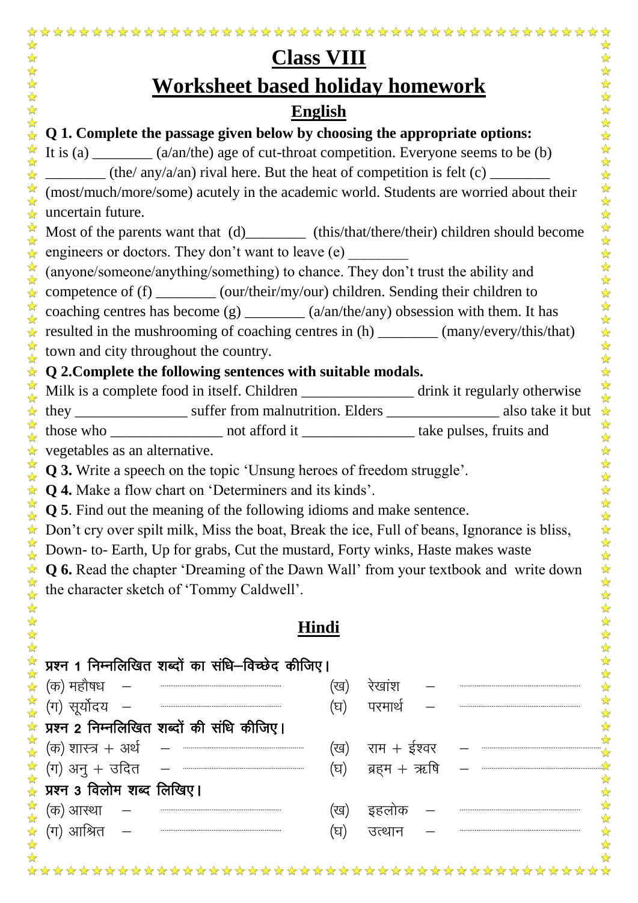# Class VIII

## Worksheet based holiday homework

### English

**Q 1. Complete the passage given below by choosing the appropriate options:**

It is (a) ________ (a/an/the) age of cut-throat competition. Everyone seems to be (b) ________ (the/ any/a/an) rival here. But the heat of competition is felt (c) ________ (most/much/more/some) acutely in the academic world. Students are worried about their uncertain future.

Most of the parents want that (d)________ (this/that/there/their) children should become engineers or doctors. They don't want to leave (e) ________ (anyone/someone/anything/something) to chance. They don't trust the ability and competence of (f) ________ (our/their/my/our) children. Sending their children to coaching centres has become (g) ________ (a/an/the/any) obsession with them. It has resulted in the mushrooming of coaching centres in (h) ________ (many/every/this/that) town and city throughout the country.

**Q 2.Complete the following sentences with suitable modals.**

Milk is a complete food in itself. Children _______________ drink it regularly otherwise they _______________ suffer from malnutrition. Elders _______________ also take it but those who _______________ not afford it _______________ take pulses, fruits and vegetables as an alternative.

**Q 3.** Write a speech on the topic 'Unsung heroes of freedom struggle'.

**Q 4.** Make a flow chart on 'Determiners and its kinds'.

**Q 5**. Find out the meaning of the following idioms and make sentence.

Don't cry over spilt milk, Miss the boat, Break the ice, Full of beans, Ignorance is bliss, Down- to- Earth, Up for grabs, Cut the mustard, Forty winks, Haste makes waste

**Q 6.** Read the chapter 'Dreaming of the Dawn Wall' from your textbook and write down the character sketch of 'Tommy Caldwell'.

### Hindi

**प्रश्न 1 निम्नलिखित शब्दों का संधि–विच्छेद कीजिए।**

(क) महौषध – ................................ (ख) रेखांश – ................................

(ग) सूर्योदय – ................................ (घ) परमार्थ – ................................

**प्रश्न 2 निम्नलिखित शब्दों की संधि कीजिए।**

(क) शास्त्र + अर्थ – ................................ (ख) राम + ईश्वर – ................................

(ग) अनु + उदित – ................................ (घ) ब्रहम + ऋषि – ................................

**प्रश्न 3 विलोम शब्द लिखिए।**

(क) आस्था – ................................ (ख) इहलोक – ................................

(ग) आश्रित – ................................ (घ) उत्थान – ................................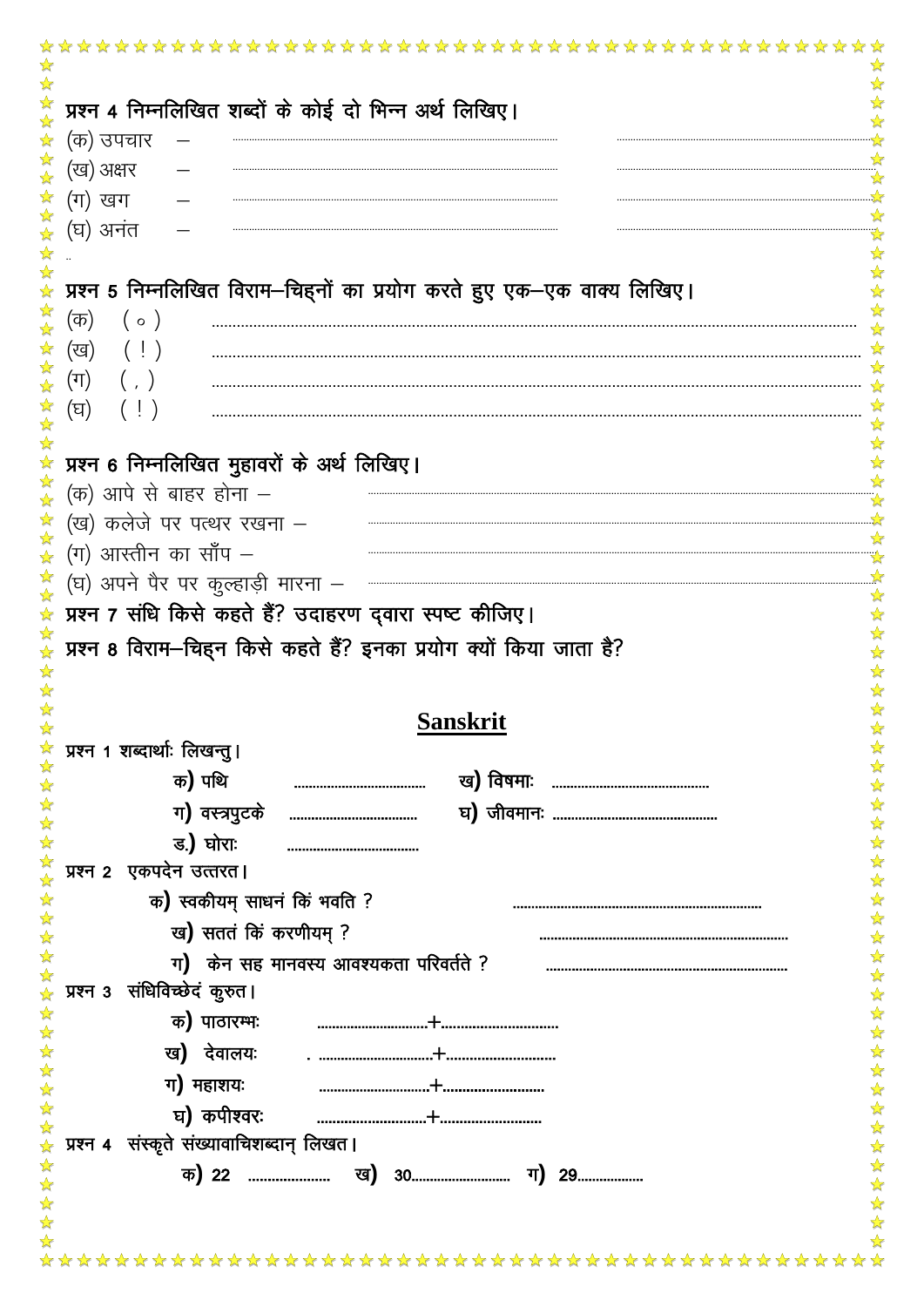**प्रश्न 4 निम्नलिखित शब्दों के कोई दो भिन्न अर्थ लिखिए।**

(क) उपचार – ........................ ........................

(ख) अक्षर – ........................ ........................

(ग) खग – ........................ ........................

(घ) अनंत – ........................ ........................

**प्रश्न 5 निम्नलिखित विराम–चिह्नों का प्रयोग करते हुए एक–एक वाक्य लिखिए।**

(क) ( ॰ ) ........................................................................

(ख) ( ! ) ........................................................................

(ग) ( , ) ........................................................................

(घ) ( ! ) ........................................................................

**प्रश्न 6 निम्नलिखित मुहावरों के अर्थ लिखिए।**

(क) आपे से बाहर होना – ........................

(ख) कलेजे पर पत्थर रखना – ........................

(ग) आस्तीन का साँप – ........................

(घ) अपने पैर पर कुल्हाड़ी मारना – ........................

**प्रश्न 7 संधि किसे कहते हैं? उदाहरण द्वारा स्पष्ट कीजिए।**

**प्रश्न 8 विराम–चिह्न किसे कहते हैं? इनका प्रयोग क्यों किया जाता है?**

## Sanskrit

**प्रश्न 1 शब्दार्थाः लिखन्तु।**

क) पथि ........................ ख) विषमाः ........................

ग) वस्त्रपुटके ........................ घ) जीवमानः ........................

ड.) घोराः ........................

**प्रश्न 2 एकपदेन उत्तरत।**

क) स्वकीयम् साधनं किं भवति ? ........................

ख) सततं किं करणीयम् ? ........................

ग) केन सह मानवस्य आवश्यकता परिवर्तते ? ........................

**प्रश्न 3 संधिविच्छेदं कुरुत।**

क) पाठारम्भः ........................+........................

ख) देवालयः ........................+........................

ग) महाशयः ........................+........................

घ) कपीश्वरः ........................+........................

**प्रश्न 4 संस्कृते संख्यावाचिशब्दान् लिखत।**

क) 22 .................. ख) 30.................. ग) 29..................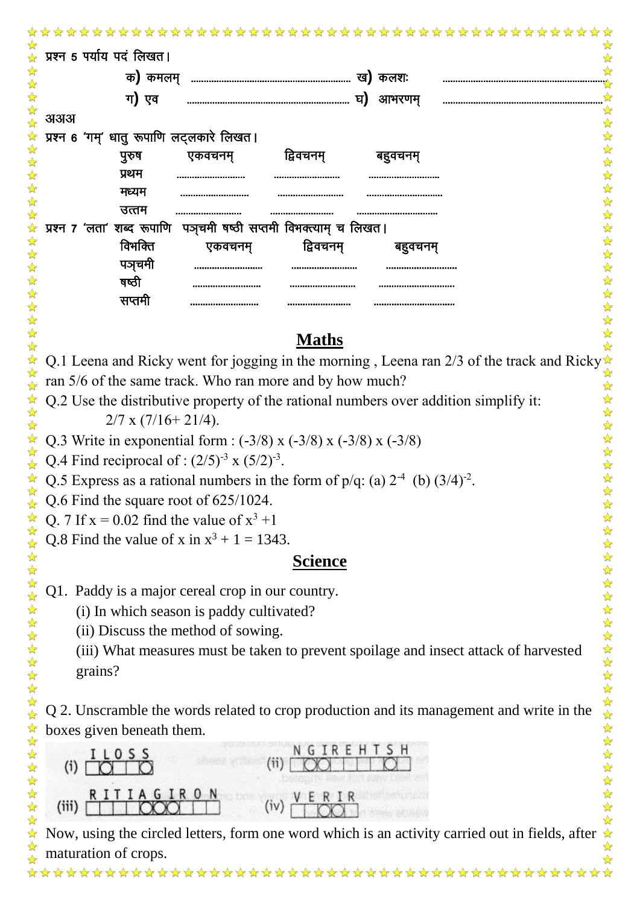प्रश्न 5 पर्याय पदं लिखत।

क) कमलम् .............................................. ख) कलशः ..............................................

ग) एव .............................................. घ) आभरणम् ..............................................

अअअ

प्रश्न 6 'गम्' धातु रूपाणि लट्लकारे लिखत।

| पुरुष | एकवचनम् | द्विवचनम् | बहुवचनम् |
|---|---|---|---|
| प्रथम | ..................... | ..................... | ..................... |
| मध्यम | ..................... | ..................... | ..................... |
| उत्तम | ..................... | ..................... | ..................... |

प्रश्न 7 'लता' शब्द रूपाणि पञ्चमी षष्ठी सप्तमी विभक्त्याम् च लिखत।

| विभक्ति | एकवचनम् | द्विवचनम् | बहुवचनम् |
|---|---|---|---|
| पञ्चमी | ..................... | ..................... | ..................... |
| षष्ठी | ..................... | ..................... | ..................... |
| सप्तमी | ..................... | ..................... | ..................... |

## Maths

Q.1 Leena and Ricky went for jogging in the morning , Leena ran 2/3 of the track and Ricky ran 5/6 of the same track. Who ran more and by how much?

Q.2 Use the distributive property of the rational numbers over addition simplify it:

$2/7 \times (7/16 + 21/4)$.

Q.3 Write in exponential form : $(-3/8) \times (-3/8) \times (-3/8) \times (-3/8)$

Q.4 Find reciprocal of : $(2/5)^{-3} \times (5/2)^{-3}$.

Q.5 Express as a rational numbers in the form of p/q: (a) $2^{-4}$ (b) $(3/4)^{-2}$.

Q.6 Find the square root of 625/1024.

Q. 7 If $x = 0.02$ find the value of $x^3 + 1$

Q.8 Find the value of x in $x^3 + 1 = 1343$.

## Science

Q1. Paddy is a major cereal crop in our country.

(i) In which season is paddy cultivated?

(ii) Discuss the method of sowing.

(iii) What measures must be taken to prevent spoilage and insect attack of harvested grains?

Q 2. Unscramble the words related to crop production and its management and write in the boxes given beneath them.

(i) I L O S S (ii) N G I R E H T S H

(iii) R I T I A G I R O N (iv) V E R I R

Now, using the circled letters, form one word which is an activity carried out in fields, after maturation of crops.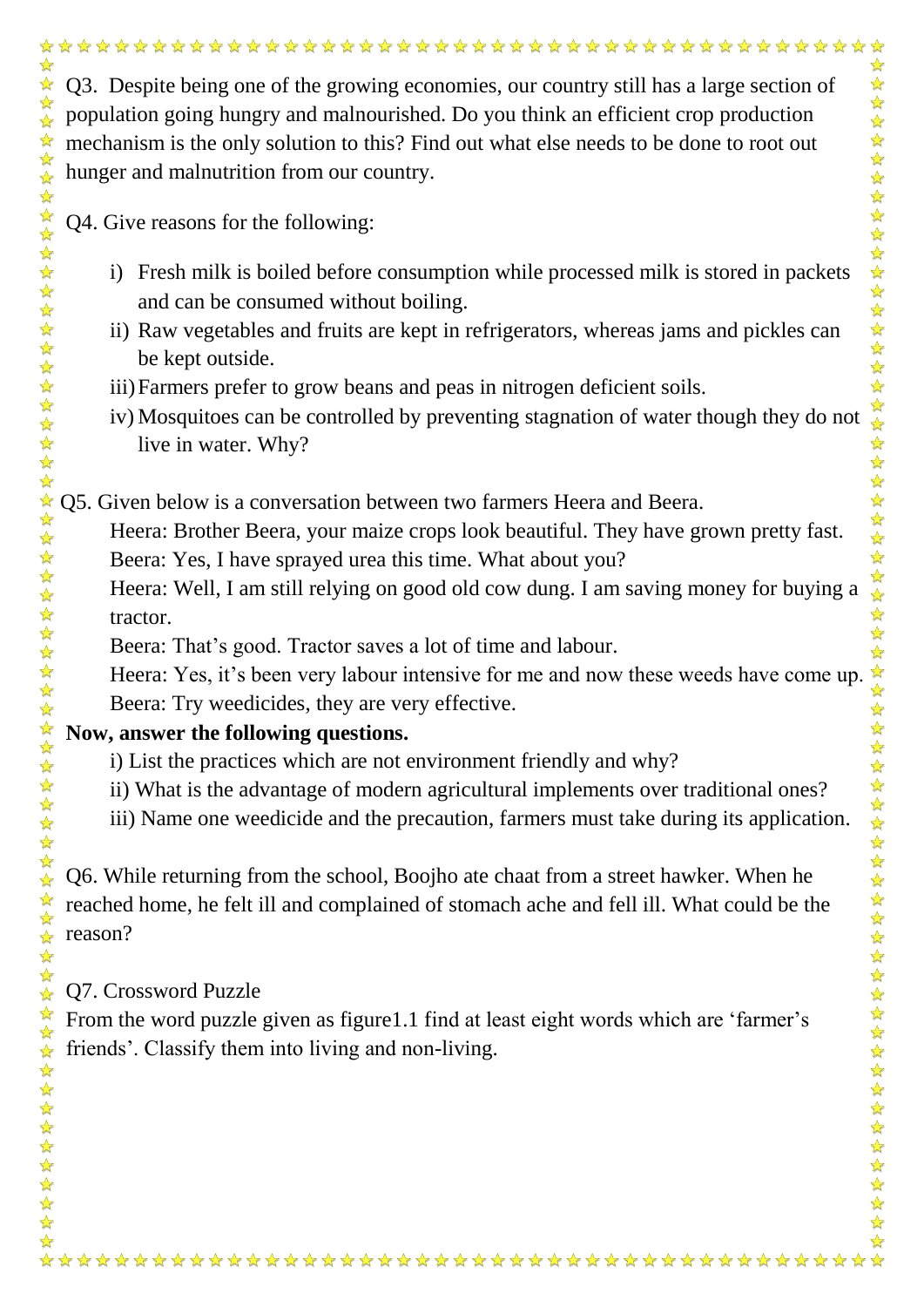Q3. Despite being one of the growing economies, our country still has a large section of population going hungry and malnourished. Do you think an efficient crop production mechanism is the only solution to this? Find out what else needs to be done to root out hunger and malnutrition from our country.

Q4. Give reasons for the following:

i) Fresh milk is boiled before consumption while processed milk is stored in packets and can be consumed without boiling.
ii) Raw vegetables and fruits are kept in refrigerators, whereas jams and pickles can be kept outside.
iii) Farmers prefer to grow beans and peas in nitrogen deficient soils.
iv) Mosquitoes can be controlled by preventing stagnation of water though they do not live in water. Why?

Q5. Given below is a conversation between two farmers Heera and Beera.

Heera: Brother Beera, your maize crops look beautiful. They have grown pretty fast.
Beera: Yes, I have sprayed urea this time. What about you?
Heera: Well, I am still relying on good old cow dung. I am saving money for buying a tractor.
Beera: That's good. Tractor saves a lot of time and labour.
Heera: Yes, it's been very labour intensive for me and now these weeds have come up.
Beera: Try weedicides, they are very effective.

**Now, answer the following questions.**

i) List the practices which are not environment friendly and why?
ii) What is the advantage of modern agricultural implements over traditional ones?
iii) Name one weedicide and the precaution, farmers must take during its application.

Q6. While returning from the school, Boojho ate chaat from a street hawker. When he reached home, he felt ill and complained of stomach ache and fell ill. What could be the reason?

Q7. Crossword Puzzle

From the word puzzle given as figure1.1 find at least eight words which are 'farmer's friends'. Classify them into living and non-living.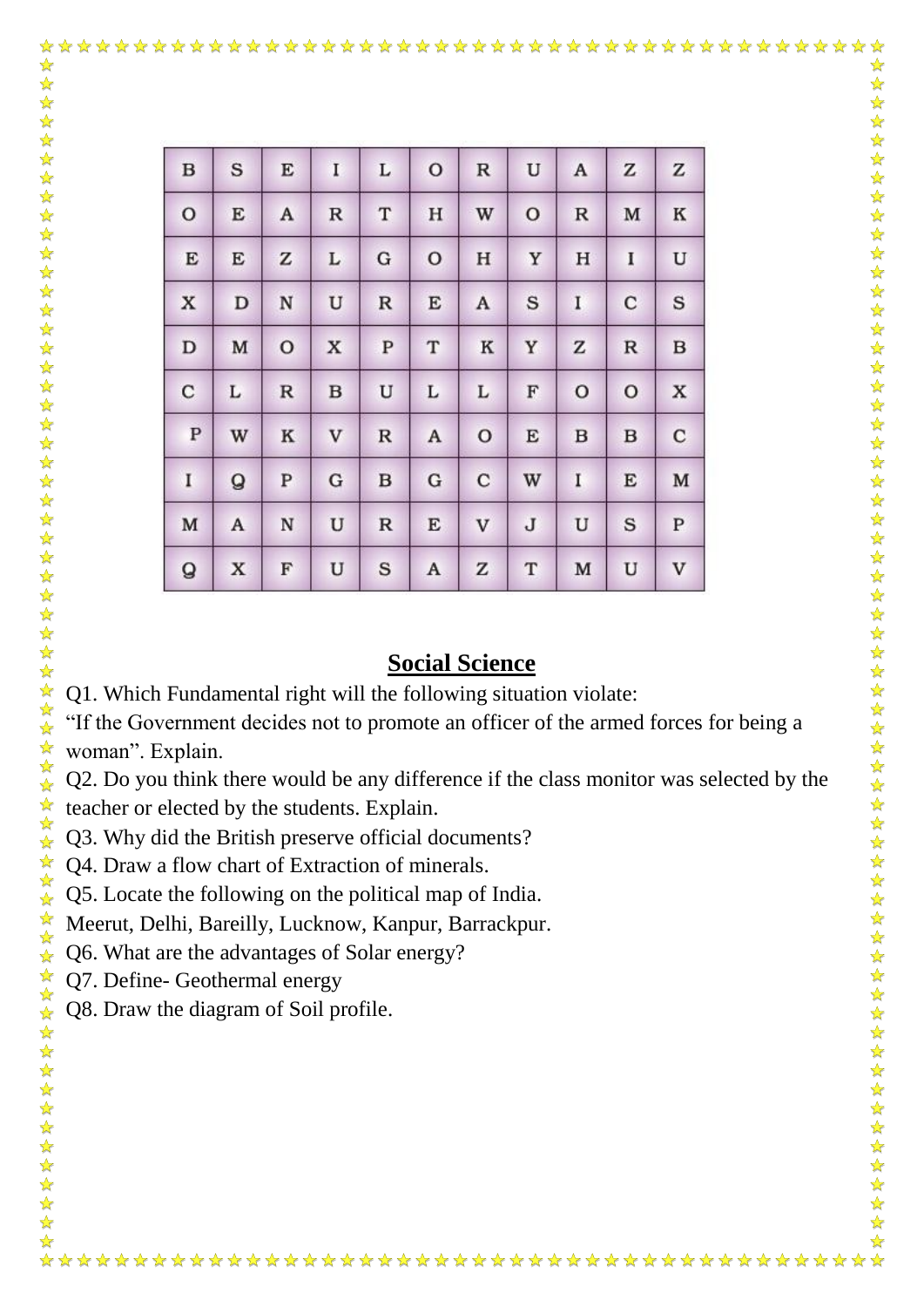| | | | | | | | | | | |
|---|---|---|---|---|---|---|---|---|---|---|
| B | S | E | I | L | O | R | U | A | Z | Z |
| O | E | A | R | T | H | W | O | R | M | K |
| E | E | Z | L | G | O | H | Y | H | I | U |
| X | D | N | U | R | E | A | S | I | C | S |
| D | M | O | X | P | T | K | Y | Z | R | B |
| C | L | R | B | U | L | L | F | O | O | X |
| P | W | K | V | R | A | O | E | B | B | C |
| I | Q | P | G | B | G | C | W | I | E | M |
| M | A | N | U | R | E | V | J | U | S | P |
| Q | X | F | U | S | A | Z | T | M | U | V |

## Social Science

Q1. Which Fundamental right will the following situation violate:
"If the Government decides not to promote an officer of the armed forces for being a woman". Explain.

Q2. Do you think there would be any difference if the class monitor was selected by the teacher or elected by the students. Explain.

Q3. Why did the British preserve official documents?

Q4. Draw a flow chart of Extraction of minerals.

Q5. Locate the following on the political map of India.
Meerut, Delhi, Bareilly, Lucknow, Kanpur, Barrackpur.

Q6. What are the advantages of Solar energy?

Q7. Define- Geothermal energy

Q8. Draw the diagram of Soil profile.